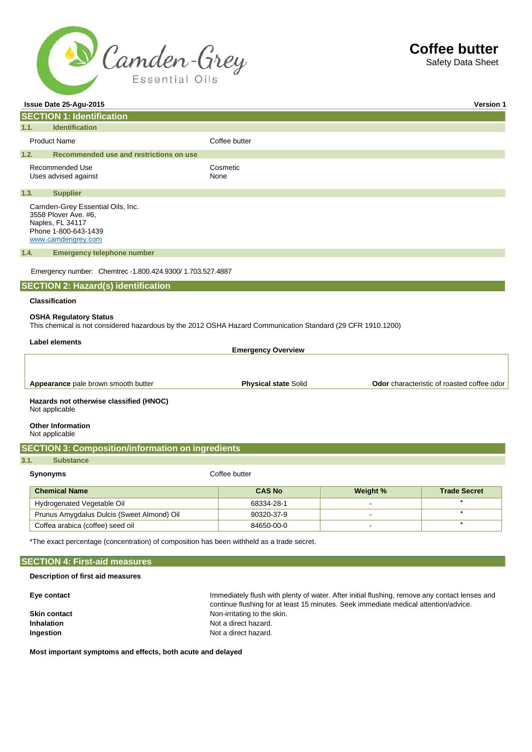Camden-Grey Essential Oils

# Coffee butter

Safety Data Sheet

**Issue Date 25-Agu-2015** **Version 1**

## SECTION 1: Identification

### 1.1. Identification

| | |
|---|---|
| Product Name | Coffee butter |

### 1.2. Recommended use and restrictions on use

| | |
|---|---|
| Recommended Use | Cosmetic |
| Uses advised against | None |

### 1.3. Supplier

Camden-Grey Essential Oils, Inc.
3558 Plover Ave. #6,
Naples, FL 34117
Phone 1-800-643-1439
www.camdengrey.com

### 1.4. Emergency telephone number

Emergency number: Chemtrec -1.800.424.9300/ 1.703.527.4887

## SECTION 2: Hazard(s) identification

**Classification**

**OSHA Regulatory Status**
This chemical is not considered hazardous by the 2012 OSHA Hazard Communication Standard (29 CFR 1910.1200)

**Label elements**

**Emergency Overview**

**Appearance** pale brown smooth butter **Physical state** Solid **Odor** characteristic of roasted coffee odor

**Hazards not otherwise classified (HNOC)**
Not applicable

**Other Information**
Not applicable

## SECTION 3: Composition/information on ingredients

### 3.1. Substance

| | |
|---|---|
| **Synonyms** | Coffee butter |

| Chemical Name | CAS No | Weight % | Trade Secret |
|---|---|---|---|
| Hydrogenated Vegetable Oil | 68334-28-1 | - | * |
| Prunus Amygdalus Dulcis (Sweet Almond) Oil | 90320-37-9 | - | * |
| Coffea arabica (coffee) seed oil | 84650-00-0 | - | * |

*The exact percentage (concentration) of composition has been withheld as a trade secret.

## SECTION 4: First-aid measures

**Description of first aid measures**

| | |
|---|---|
| **Eye contact** | Immediately flush with plenty of water. After initial flushing, remove any contact lenses and continue flushing for at least 15 minutes. Seek immediate medical attention/advice. |
| **Skin contact** | Non-irritating to the skin. |
| **Inhalation** | Not a direct hazard. |
| **Ingestion** | Not a direct hazard. |

**Most important symptoms and effects, both acute and delayed**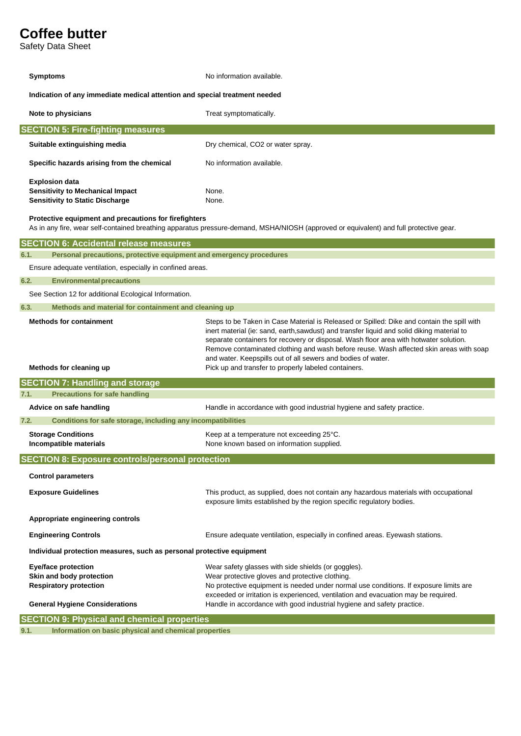**Symptoms** No information available.

**Indication of any immediate medical attention and special treatment needed**

**Note to physicians** Treat symptomatically.

## SECTION 5: Fire-fighting measures

**Suitable extinguishing media** Dry chemical, $CO_2$ or water spray.

**Specific hazards arising from the chemical** No information available.

**Explosion data**
**Sensitivity to Mechanical Impact** None.
**Sensitivity to Static Discharge** None.

**Protective equipment and precautions for firefighters**
As in any fire, wear self-contained breathing apparatus pressure-demand, MSHA/NIOSH (approved or equivalent) and full protective gear.

## SECTION 6: Accidental release measures

### 6.1. Personal precautions, protective equipment and emergency procedures

Ensure adequate ventilation, especially in confined areas.

### 6.2. Environmental precautions

See Section 12 for additional Ecological Information.

### 6.3. Methods and material for containment and cleaning up

**Methods for containment** Steps to be Taken in Case Material is Released or Spilled: Dike and contain the spill with inert material (ie: sand, earth,sawdust) and transfer liquid and solid diking material to separate containers for recovery or disposal. Wash floor area with hotwater solution. Remove contaminated clothing and wash before reuse. Wash affected skin areas with soap and water. Keepspills out of all sewers and bodies of water.

**Methods for cleaning up** Pick up and transfer to properly labeled containers.

## SECTION 7: Handling and storage

### 7.1. Precautions for safe handling

**Advice on safe handling** Handle in accordance with good industrial hygiene and safety practice.

### 7.2. Conditions for safe storage, including any incompatibilities

**Storage Conditions** Keep at a temperature not exceeding 25°C.
**Incompatible materials** None known based on information supplied.

## SECTION 8: Exposure controls/personal protection

**Control parameters**

**Exposure Guidelines** This product, as supplied, does not contain any hazardous materials with occupational exposure limits established by the region specific regulatory bodies.

**Appropriate engineering controls**

**Engineering Controls** Ensure adequate ventilation, especially in confined areas. Eyewash stations.

**Individual protection measures, such as personal protective equipment**

**Eye/face protection** Wear safety glasses with side shields (or goggles).
**Skin and body protection** Wear protective gloves and protective clothing.
**Respiratory protection** No protective equipment is needed under normal use conditions. If exposure limits are exceeded or irritation is experienced, ventilation and evacuation may be required.
**General Hygiene Considerations** Handle in accordance with good industrial hygiene and safety practice.

## SECTION 9: Physical and chemical properties

### 9.1. Information on basic physical and chemical properties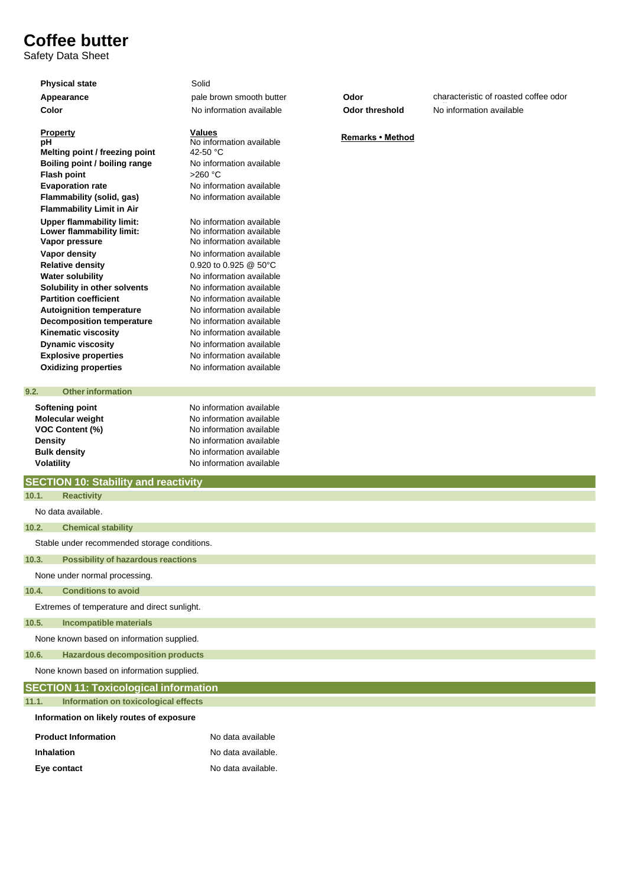| | | | |
|---|---|---|---|
| **Physical state** | Solid | | |
| **Appearance** | pale brown smooth butter | **Odor** | characteristic of roasted coffee odor |
| **Color** | No information available | **Odor threshold** | No information available |

| **Property** | **Values** | **Remarks • Method** |
|---|---|---|
| **pH** | No information available | |
| **Melting point / freezing point** | 42-50 °C | |
| **Boiling point / boiling range** | No information available | |
| **Flash point** | >260 °C | |
| **Evaporation rate** | No information available | |
| **Flammability (solid, gas)** | No information available | |
| **Flammability Limit in Air** | | |
| **Upper flammability limit:** | No information available | |
| **Lower flammability limit:** | No information available | |
| **Vapor pressure** | No information available | |
| **Vapor density** | No information available | |
| **Relative density** | 0.920 to 0.925 @ 50°C | |
| **Water solubility** | No information available | |
| **Solubility in other solvents** | No information available | |
| **Partition coefficient** | No information available | |
| **Autoignition temperature** | No information available | |
| **Decomposition temperature** | No information available | |
| **Kinematic viscosity** | No information available | |
| **Dynamic viscosity** | No information available | |
| **Explosive properties** | No information available | |
| **Oxidizing properties** | No information available | |

### 9.2. Other information

| | |
|---|---|
| **Softening point** | No information available |
| **Molecular weight** | No information available |
| **VOC Content (%)** | No information available |
| **Density** | No information available |
| **Bulk density** | No information available |
| **Volatility** | No information available |

## SECTION 10: Stability and reactivity

### 10.1. Reactivity

No data available.

### 10.2. Chemical stability

Stable under recommended storage conditions.

### 10.3. Possibility of hazardous reactions

None under normal processing.

### 10.4. Conditions to avoid

Extremes of temperature and direct sunlight.

### 10.5. Incompatible materials

None known based on information supplied.

### 10.6. Hazardous decomposition products

None known based on information supplied.

## SECTION 11: Toxicological information

### 11.1. Information on toxicological effects

**Information on likely routes of exposure**

| | |
|---|---|
| **Product Information** | No data available |
| **Inhalation** | No data available. |
| **Eye contact** | No data available. |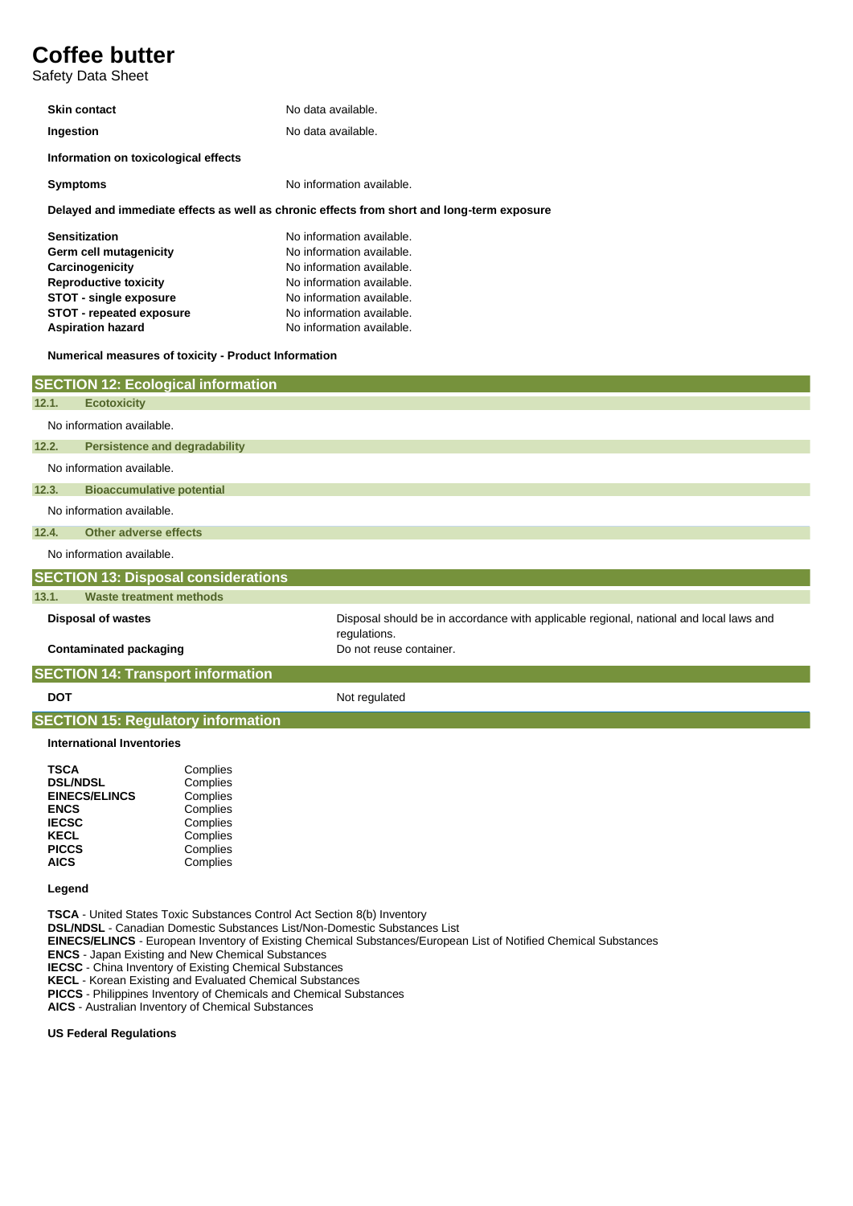**Skin contact** No data available.

**Ingestion** No data available.

**Information on toxicological effects**

**Symptoms** No information available.

**Delayed and immediate effects as well as chronic effects from short and long-term exposure**

| | |
|---|---|
| **Sensitization** | No information available. |
| **Germ cell mutagenicity** | No information available. |
| **Carcinogenicity** | No information available. |
| **Reproductive toxicity** | No information available. |
| **STOT - single exposure** | No information available. |
| **STOT - repeated exposure** | No information available. |
| **Aspiration hazard** | No information available. |

**Numerical measures of toxicity - Product Information**

## SECTION 12: Ecological information

### 12.1. Ecotoxicity

No information available.

### 12.2. Persistence and degradability

No information available.

### 12.3. Bioaccumulative potential

No information available.

### 12.4. Other adverse effects

No information available.

## SECTION 13: Disposal considerations

### 13.1. Waste treatment methods

**Disposal of wastes** Disposal should be in accordance with applicable regional, national and local laws and regulations.

**Contaminated packaging** Do not reuse container.

## SECTION 14: Transport information

**DOT** Not regulated

## SECTION 15: Regulatory information

**International Inventories**

| | |
|---|---|
| **TSCA** | Complies |
| **DSL/NDSL** | Complies |
| **EINECS/ELINCS** | Complies |
| **ENCS** | Complies |
| **IECSC** | Complies |
| **KECL** | Complies |
| **PICCS** | Complies |
| **AICS** | Complies |

**Legend**

**TSCA** - United States Toxic Substances Control Act Section 8(b) Inventory
**DSL/NDSL** - Canadian Domestic Substances List/Non-Domestic Substances List
**EINECS/ELINCS** - European Inventory of Existing Chemical Substances/European List of Notified Chemical Substances
**ENCS** - Japan Existing and New Chemical Substances
**IECSC** - China Inventory of Existing Chemical Substances
**KECL** - Korean Existing and Evaluated Chemical Substances
**PICCS** - Philippines Inventory of Chemicals and Chemical Substances
**AICS** - Australian Inventory of Chemical Substances

**US Federal Regulations**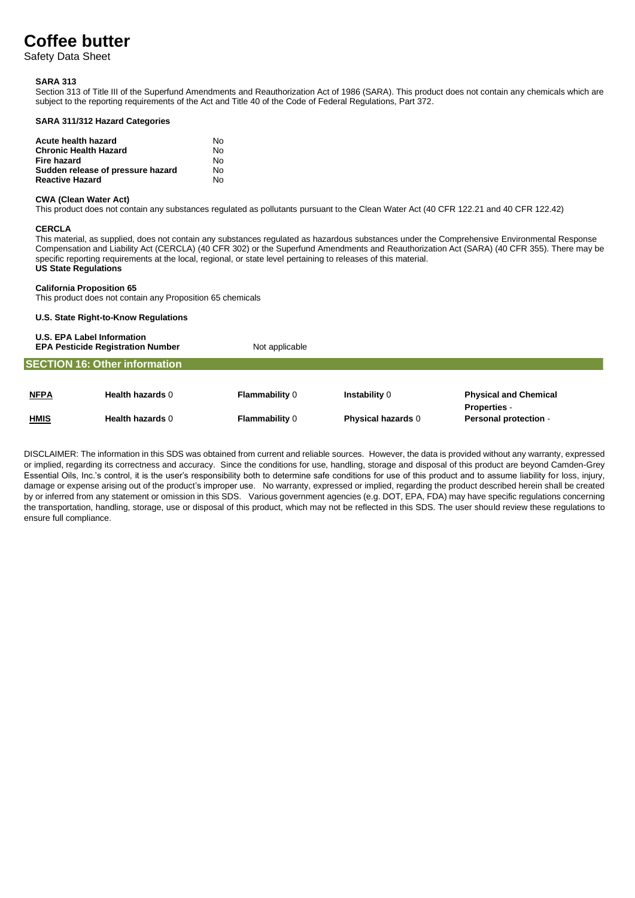# Coffee butter

Safety Data Sheet

**SARA 313**

Section 313 of Title III of the Superfund Amendments and Reauthorization Act of 1986 (SARA). This product does not contain any chemicals which are subject to the reporting requirements of the Act and Title 40 of the Code of Federal Regulations, Part 372.

**SARA 311/312 Hazard Categories**

| | |
|---|---|
| **Acute health hazard** | No |
| **Chronic Health Hazard** | No |
| **Fire hazard** | No |
| **Sudden release of pressure hazard** | No |
| **Reactive Hazard** | No |

**CWA (Clean Water Act)**

This product does not contain any substances regulated as pollutants pursuant to the Clean Water Act (40 CFR 122.21 and 40 CFR 122.42)

**CERCLA**

This material, as supplied, does not contain any substances regulated as hazardous substances under the Comprehensive Environmental Response Compensation and Liability Act (CERCLA) (40 CFR 302) or the Superfund Amendments and Reauthorization Act (SARA) (40 CFR 355). There may be specific reporting requirements at the local, regional, or state level pertaining to releases of this material.

**US State Regulations**

**California Proposition 65**

This product does not contain any Proposition 65 chemicals

**U.S. State Right-to-Know Regulations**

**U.S. EPA Label Information**

**EPA Pesticide Registration Number** Not applicable

## SECTION 16: Other information

| | | | | |
|---|---|---|---|---|
| **NFPA** | **Health hazards** 0 | **Flammability** 0 | **Instability** 0 | **Physical and Chemical Properties** - |
| **HMIS** | **Health hazards** 0 | **Flammability** 0 | **Physical hazards** 0 | **Personal protection** - |

DISCLAIMER: The information in this SDS was obtained from current and reliable sources. However, the data is provided without any warranty, expressed or implied, regarding its correctness and accuracy. Since the conditions for use, handling, storage and disposal of this product are beyond Camden-Grey Essential Oils, Inc.'s control, it is the user's responsibility both to determine safe conditions for use of this product and to assume liability for loss, injury, damage or expense arising out of the product's improper use. No warranty, expressed or implied, regarding the product described herein shall be created by or inferred from any statement or omission in this SDS. Various government agencies (e.g. DOT, EPA, FDA) may have specific regulations concerning the transportation, handling, storage, use or disposal of this product, which may not be reflected in this SDS. The user should review these regulations to ensure full compliance.